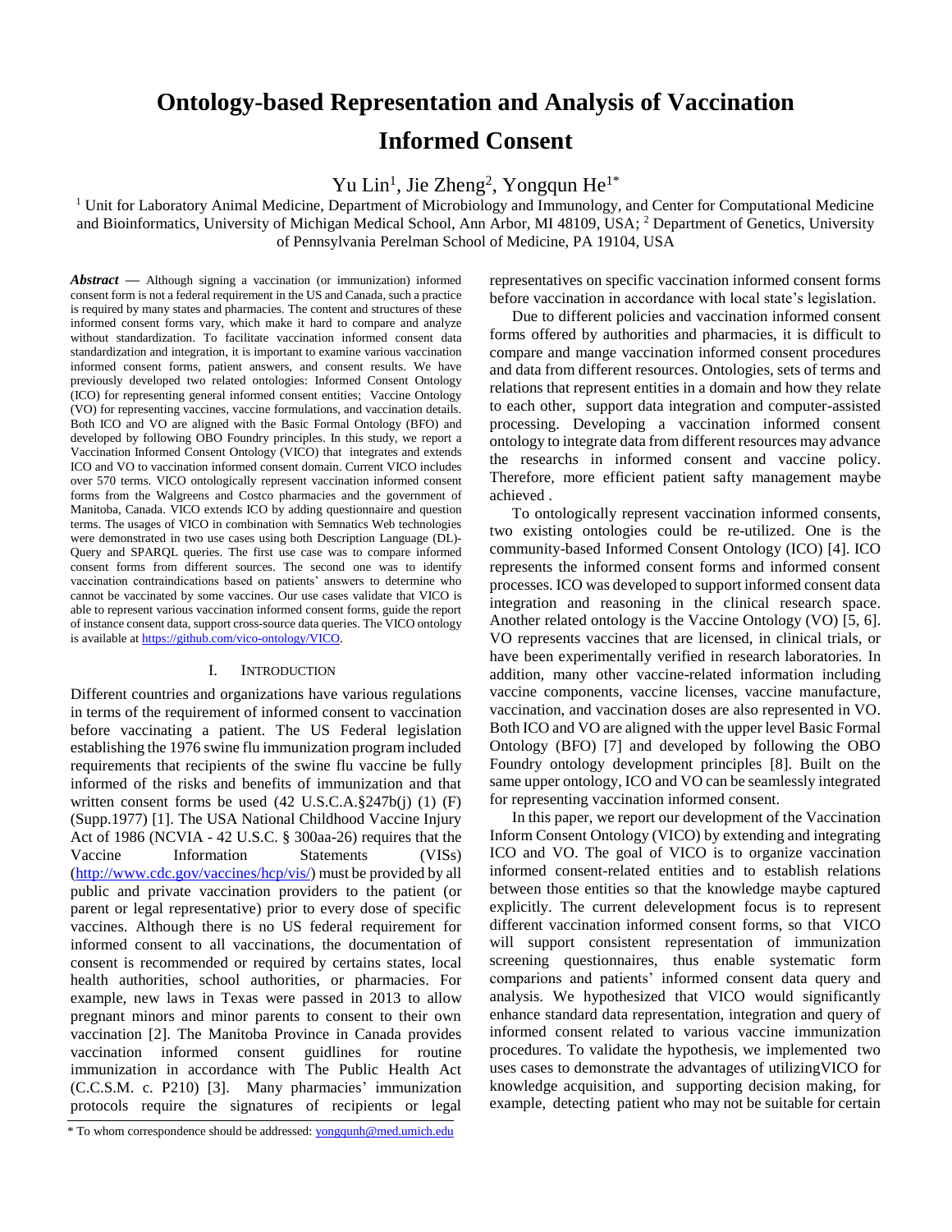# Ontology-based Representation and Analysis of Vaccination Informed Consent

Yu Lin[1], Jie Zheng[2], Yongqun He[1*]

[1] Unit for Laboratory Animal Medicine, Department of Microbiology and Immunology, and Center for Computational Medicine and Bioinformatics, University of Michigan Medical School, Ann Arbor, MI 48109, USA; [2] Department of Genetics, University of Pennsylvania Perelman School of Medicine, PA 19104, USA

***Abstract*** **—** Although signing a vaccination (or immunization) informed consent form is not a federal requirement in the US and Canada, such a practice is required by many states and pharmacies. The content and structures of these informed consent forms vary, which make it hard to compare and analyze without standardization. To facilitate vaccination informed consent data standardization and integration, it is important to examine various vaccination informed consent forms, patient answers, and consent results. We have previously developed two related ontologies: Informed Consent Ontology (ICO) for representing general informed consent entities; Vaccine Ontology (VO) for representing vaccines, vaccine formulations, and vaccination details. Both ICO and VO are aligned with the Basic Formal Ontology (BFO) and developed by following OBO Foundry principles. In this study, we report a Vaccination Informed Consent Ontology (VICO) that integrates and extends ICO and VO to vaccination informed consent domain. Current VICO includes over 570 terms. VICO ontologically represent vaccination informed consent forms from the Walgreens and Costco pharmacies and the government of Manitoba, Canada. VICO extends ICO by adding questionnaire and question terms. The usages of VICO in combination with Semnatics Web technologies were demonstrated in two use cases using both Description Language (DL)-Query and SPARQL queries. The first use case was to compare informed consent forms from different sources. The second one was to identify vaccination contraindications based on patients' answers to determine who cannot be vaccinated by some vaccines. Our use cases validate that VICO is able to represent various vaccination informed consent forms, guide the report of instance consent data, support cross-source data queries. The VICO ontology is available at https://github.com/vico-ontology/VICO.

## I. Introduction

Different countries and organizations have various regulations in terms of the requirement of informed consent to vaccination before vaccinating a patient. The US Federal legislation establishing the 1976 swine flu immunization program included requirements that recipients of the swine flu vaccine be fully informed of the risks and benefits of immunization and that written consent forms be used (42 U.S.C.A.§247b(j) (1) (F) (Supp.1977) [1]. The USA National Childhood Vaccine Injury Act of 1986 (NCVIA - 42 U.S.C. § 300aa-26) requires that the Vaccine Information Statements (VISs) (http://www.cdc.gov/vaccines/hcp/vis/) must be provided by all public and private vaccination providers to the patient (or parent or legal representative) prior to every dose of specific vaccines. Although there is no US federal requirement for informed consent to all vaccinations, the documentation of consent is recommended or required by certains states, local health authorities, school authorities, or pharmacies. For example, new laws in Texas were passed in 2013 to allow pregnant minors and minor parents to consent to their own vaccination [2]. The Manitoba Province in Canada provides vaccination informed consent guidlines for routine immunization in accordance with The Public Health Act (C.C.S.M. c. P210) [3]. Many pharmacies' immunization protocols require the signatures of recipients or legal representatives on specific vaccination informed consent forms before vaccination in accordance with local state's legislation.

Due to different policies and vaccination informed consent forms offered by authorities and pharmacies, it is difficult to compare and mange vaccination informed consent procedures and data from different resources. Ontologies, sets of terms and relations that represent entities in a domain and how they relate to each other, support data integration and computer-assisted processing. Developing a vaccination informed consent ontology to integrate data from different resources may advance the researchs in informed consent and vaccine policy. Therefore, more efficient patient safty management maybe achieved .

To ontologically represent vaccination informed consents, two existing ontologies could be re-utilized. One is the community-based Informed Consent Ontology (ICO) [4]. ICO represents the informed consent forms and informed consent processes. ICO was developed to support informed consent data integration and reasoning in the clinical research space. Another related ontology is the Vaccine Ontology (VO) [5, 6]. VO represents vaccines that are licensed, in clinical trials, or have been experimentally verified in research laboratories. In addition, many other vaccine-related information including vaccine components, vaccine licenses, vaccine manufacture, vaccination, and vaccination doses are also represented in VO. Both ICO and VO are aligned with the upper level Basic Formal Ontology (BFO) [7] and developed by following the OBO Foundry ontology development principles [8]. Built on the same upper ontology, ICO and VO can be seamlessly integrated for representing vaccination informed consent.

In this paper, we report our development of the Vaccination Inform Consent Ontology (VICO) by extending and integrating ICO and VO. The goal of VICO is to organize vaccination informed consent-related entities and to establish relations between those entities so that the knowledge maybe captured explicitly. The current delevelopment focus is to represent different vaccination informed consent forms, so that VICO will support consistent representation of immunization screening questionnaires, thus enable systematic form comparions and patients' informed consent data query and analysis. We hypothesized that VICO would significantly enhance standard data representation, integration and query of informed consent related to various vaccine immunization procedures. To validate the hypothesis, we implemented two uses cases to demonstrate the advantages of utilizingVICO for knowledge acquisition, and supporting decision making, for example, detecting patient who may not be suitable for certain

\* To whom correspondence should be addressed: yongqunh@med.umich.edu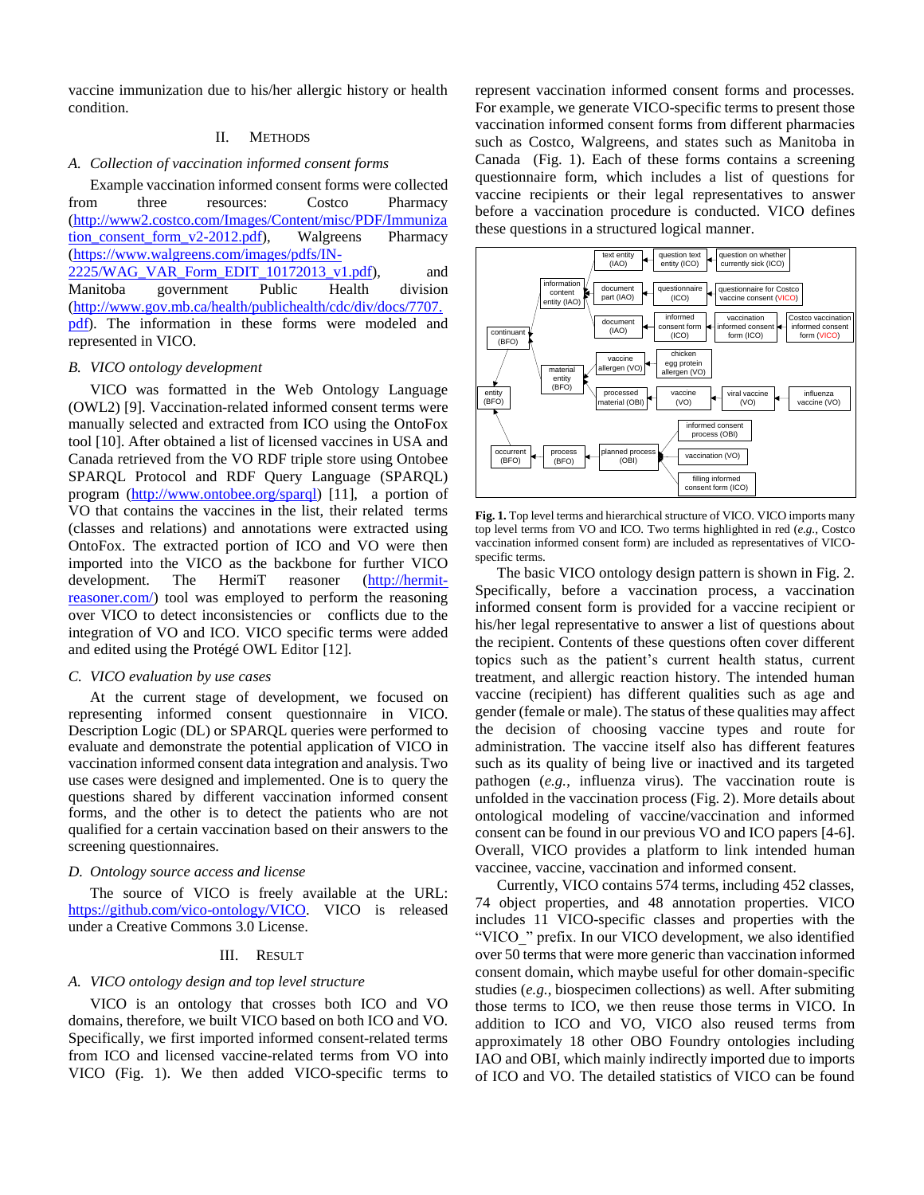vaccine immunization due to his/her allergic history or health condition.

## II. Methods

### A. Collection of vaccination informed consent forms

Example vaccination informed consent forms were collected from three resources: Costco Pharmacy (http://www2.costco.com/Images/Content/misc/PDF/Immunization_consent_form_v2-2012.pdf), Walgreens Pharmacy (https://www.walgreens.com/images/pdfs/IN-2225/WAG_VAR_Form_EDIT_10172013_v1.pdf), and Manitoba government Public Health division (http://www.gov.mb.ca/health/publichealth/cdc/div/docs/7707.pdf). The information in these forms were modeled and represented in VICO.

### B. VICO ontology development

VICO was formatted in the Web Ontology Language (OWL2) [9]. Vaccination-related informed consent terms were manually selected and extracted from ICO using the OntoFox tool [10]. After obtained a list of licensed vaccines in USA and Canada retrieved from the VO RDF triple store using Ontobee SPARQL Protocol and RDF Query Language (SPARQL) program (http://www.ontobee.org/sparql) [11], a portion of VO that contains the vaccines in the list, their related terms (classes and relations) and annotations were extracted using OntoFox. The extracted portion of ICO and VO were then imported into the VICO as the backbone for further VICO development. The HermiT reasoner (http://hermit-reasoner.com/) tool was employed to perform the reasoning over VICO to detect inconsistencies or conflicts due to the integration of VO and ICO. VICO specific terms were added and edited using the Protégé OWL Editor [12].

### C. VICO evaluation by use cases

At the current stage of development, we focused on representing informed consent questionnaire in VICO. Description Logic (DL) or SPARQL queries were performed to evaluate and demonstrate the potential application of VICO in vaccination informed consent data integration and analysis. Two use cases were designed and implemented. One is to query the questions shared by different vaccination informed consent forms, and the other is to detect the patients who are not qualified for a certain vaccination based on their answers to the screening questionnaires.

### D. Ontology source access and license

The source of VICO is freely available at the URL: https://github.com/vico-ontology/VICO. VICO is released under a Creative Commons 3.0 License.

## III. Result

### A. VICO ontology design and top level structure

VICO is an ontology that crosses both ICO and VO domains, therefore, we built VICO based on both ICO and VO. Specifically, we first imported informed consent-related terms from ICO and licensed vaccine-related terms from VO into VICO (Fig. 1). We then added VICO-specific terms to represent vaccination informed consent forms and processes. For example, we generate VICO-specific terms to present those vaccination informed consent forms from different pharmacies such as Costco, Walgreens, and states such as Manitoba in Canada (Fig. 1). Each of these forms contains a screening questionnaire form, which includes a list of questions for vaccine recipients or their legal representatives to answer before a vaccination procedure is conducted. VICO defines these questions in a structured logical manner.

**Fig. 1.** Top level terms and hierarchical structure of VICO. VICO imports many top level terms from VO and ICO. Two terms highlighted in red (*e.g.*, Costco vaccination informed consent form) are included as representatives of VICO-specific terms.

The basic VICO ontology design pattern is shown in Fig. 2. Specifically, before a vaccination process, a vaccination informed consent form is provided for a vaccine recipient or his/her legal representative to answer a list of questions about the recipient. Contents of these questions often cover different topics such as the patient's current health status, current treatment, and allergic reaction history. The intended human vaccine (recipient) has different qualities such as age and gender (female or male). The status of these qualities may affect the decision of choosing vaccine types and route for administration. The vaccine itself also has different features such as its quality of being live or inactived and its targeted pathogen (*e.g.*, influenza virus). The vaccination route is unfolded in the vaccination process (Fig. 2). More details about ontological modeling of vaccine/vaccination and informed consent can be found in our previous VO and ICO papers [4-6]. Overall, VICO provides a platform to link intended human vaccinee, vaccine, vaccination and informed consent.

Currently, VICO contains 574 terms, including 452 classes, 74 object properties, and 48 annotation properties. VICO includes 11 VICO-specific classes and properties with the "VICO_" prefix. In our VICO development, we also identified over 50 terms that were more generic than vaccination informed consent domain, which maybe useful for other domain-specific studies (*e.g.*, biospecimen collections) as well. After submiting those terms to ICO, we then reuse those terms in VICO. In addition to ICO and VO, VICO also reused terms from approximately 18 other OBO Foundry ontologies including IAO and OBI, which mainly indirectly imported due to imports of ICO and VO. The detailed statistics of VICO can be found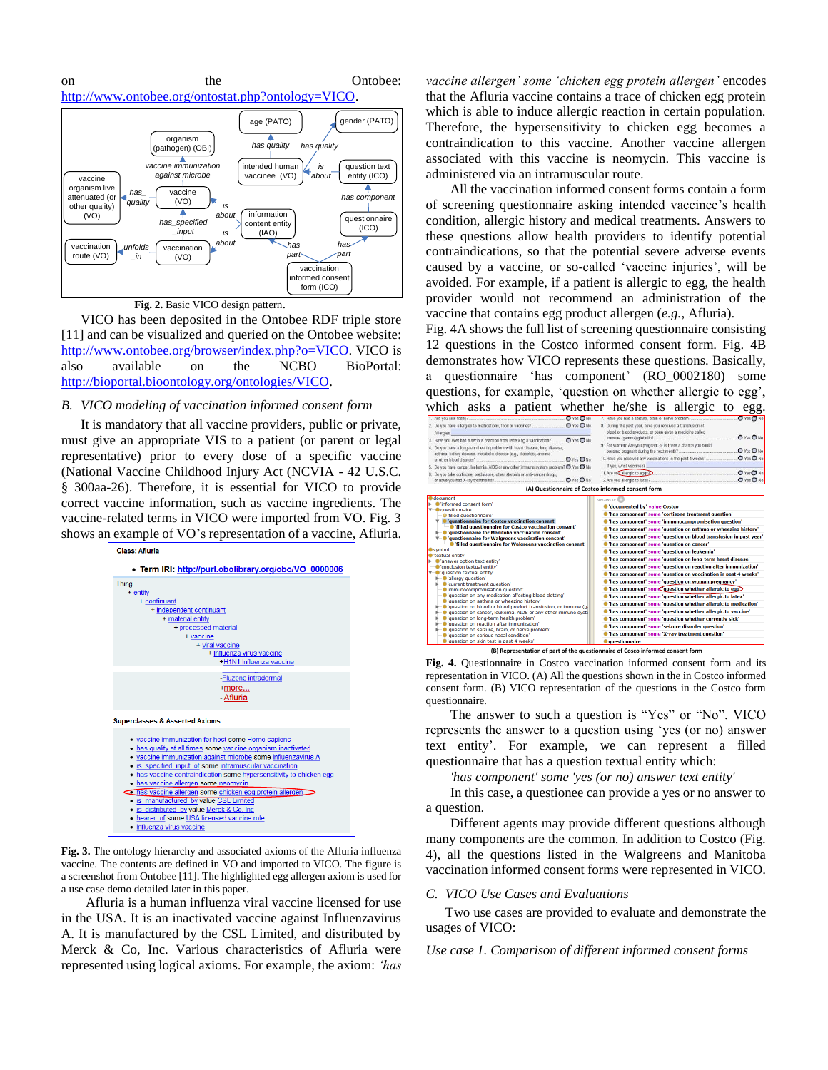on the Ontobee: http://www.ontobee.org/ontostat.php?ontology=VICO.

**Fig. 2.** Basic VICO design pattern.

VICO has been deposited in the Ontobee RDF triple store [11] and can be visualized and queried on the Ontobee website: http://www.ontobee.org/browser/index.php?o=VICO. VICO is also available on the NCBO BioPortal: http://bioportal.bioontology.org/ontologies/VICO.

### *B. VICO modeling of vaccination informed consent form*

It is mandatory that all vaccine providers, public or private, must give an appropriate VIS to a patient (or parent or legal representative) prior to every dose of a specific vaccine (National Vaccine Childhood Injury Act (NCVIA - 42 U.S.C. § 300aa-26). Therefore, it is essential for VICO to provide correct vaccine information, such as vaccine ingredients. The vaccine-related terms in VICO were imported from VO. Fig. 3 shows an example of VO's representation of a vaccine, Afluria.

**Fig. 3.** The ontology hierarchy and associated axioms of the Afluria influenza vaccine. The contents are defined in VO and imported to VICO. The figure is a screenshot from Ontobee [11]. The highlighted egg allergen axiom is used for a use case demo detailed later in this paper.

Afluria is a human influenza viral vaccine licensed for use in the USA. It is an inactivated vaccine against Influenzavirus A. It is manufactured by the CSL Limited, and distributed by Merck & Co, Inc. Various characteristics of Afluria were represented using logical axioms. For example, the axiom: *'has vaccine allergen' some 'chicken egg protein allergen'* encodes that the Afluria vaccine contains a trace of chicken egg protein which is able to induce allergic reaction in certain population. Therefore, the hypersensitivity to chicken egg becomes a contraindication to this vaccine. Another vaccine allergen associated with this vaccine is neomycin. This vaccine is administered via an intramuscular route.

All the vaccination informed consent forms contain a form of screening questionnaire asking intended vaccinee's health condition, allergic history and medical treatments. Answers to these questions allow health providers to identify potential contraindications, so that the potential severe adverse events caused by a vaccine, or so-called 'vaccine injuries', will be avoided. For example, if a patient is allergic to egg, the health provider would not recommend an administration of the vaccine that contains egg product allergen (*e.g.*, Afluria). Fig. 4A shows the full list of screening questionnaire consisting 12 questions in the Costco informed consent form. Fig. 4B demonstrates how VICO represents these questions. Basically, a questionnaire 'has component' (RO_0002180) some questions, for example, 'question on whether allergic to egg', which asks a patient whether he/she is allergic to egg.

**Fig. 4.** Questionnaire in Costco vaccination informed consent form and its representation in VICO. (A) All the questions shown in the Costco informed consent form. (B) VICO representation of the questions in the Costco form questionnaire.

The answer to such a question is "Yes" or "No". VICO represents the answer to a question using 'yes (or no) answer text entity'. For example, we can represent a filled questionnaire that has a question textual entity which:

*'has component' some 'yes (or no) answer text entity'*

In this case, a questionee can provide a yes or no answer to a question.

Different agents may provide different questions although many components are the common. In addition to Costco (Fig. 4), all the questions listed in the Walgreens and Manitoba vaccination informed consent forms were represented in VICO.

### *C. VICO Use Cases and Evaluations*

Two use cases are provided to evaluate and demonstrate the usages of VICO:

*Use case 1. Comparison of different informed consent forms*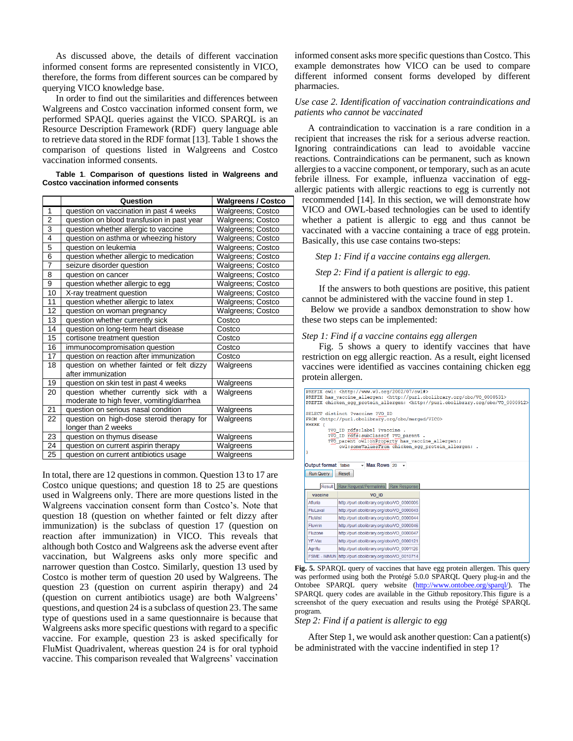As discussed above, the details of different vaccination informed consent forms are represented consistently in VICO, therefore, the forms from different sources can be compared by querying VICO knowledge base.

In order to find out the similarities and differences between Walgreens and Costco vaccination informed consent form, we performed SPAQL queries against the VICO. SPARQL is an Resource Description Framework (RDF) query language able to retrieve data stored in the RDF format [13]. Table 1 shows the comparison of questions listed in Walgreens and Costco vaccination informed consents.

**Table 1**. **Comparison of questions listed in Walgreens and Costco vaccination informed consents**

| | Question | Walgreens / Costco |
|---|---|---|
| 1 | question on vaccination in past 4 weeks | Walgreens; Costco |
| 2 | question on blood transfusion in past year | Walgreens; Costco |
| 3 | question whether allergic to vaccine | Walgreens; Costco |
| 4 | question on asthma or wheezing history | Walgreens; Costco |
| 5 | question on leukemia | Walgreens; Costco |
| 6 | question whether allergic to medication | Walgreens; Costco |
| 7 | seizure disorder question | Walgreens; Costco |
| 8 | question on cancer | Walgreens; Costco |
| 9 | question whether allergic to egg | Walgreens; Costco |
| 10 | X-ray treatment question | Walgreens; Costco |
| 11 | question whether allergic to latex | Walgreens; Costco |
| 12 | question on woman pregnancy | Walgreens; Costco |
| 13 | question whether currently sick | Costco |
| 14 | question on long-term heart disease | Costco |
| 15 | cortisone treatment question | Costco |
| 16 | immunocompromisation question | Costco |
| 17 | question on reaction after immunization | Costco |
| 18 | question on whether fainted or felt dizzy after immunization | Walgreens |
| 19 | question on skin test in past 4 weeks | Walgreens |
| 20 | question whether currently sick with a moderate to high fever, vomiting/diarrhea | Walgreens |
| 21 | question on serious nasal condition | Walgreens |
| 22 | question on high-dose steroid therapy for longer than 2 weeks | Walgreens |
| 23 | question on thymus disease | Walgreens |
| 24 | question on current aspirin therapy | Walgreens |
| 25 | question on current antibiotics usage | Walgreens |

In total, there are 12 questions in common. Question 13 to 17 are Costco unique questions; and question 18 to 25 are questions used in Walgreens only. There are more questions listed in the Walgreens vaccination consent form than Costco's. Note that question 18 (question on whether fainted or felt dizzy after immunization) is the subclass of question 17 (question on reaction after immunization) in VICO. This reveals that although both Costco and Walgreens ask the adverse event after vaccination, but Walgreens asks only more specific and narrower question than Costco. Similarly, question 13 used by Costco is mother term of question 20 used by Walgreens. The question 23 (question on current aspirin therapy) and 24 (question on current antibiotics usage) are both Walgreens' questions, and question 24 is a subclass of question 23. The same type of questions used in a same questionnaire is because that Walgreens asks more specific questions with regard to a specific vaccine. For example, question 23 is asked specifically for FluMist Quadrivalent, whereas question 24 is for oral typhoid vaccine. This comparison revealed that Walgreens' vaccination informed consent asks more specific questions than Costco. This example demonstrates how VICO can be used to compare different informed consent forms developed by different pharmacies.

*Use case 2. Identification of vaccination contraindications and patients who cannot be vaccinated*

A contraindication to vaccination is a rare condition in a recipient that increases the risk for a serious adverse reaction. Ignoring contraindications can lead to avoidable vaccine reactions. Contraindications can be permanent, such as known allergies to a vaccine component, or temporary, such as an acute febrile illness. For example, influenza vaccination of egg-allergic patients with allergic reactions to egg is currently not recommended [14]. In this section, we will demonstrate how VICO and OWL-based technologies can be used to identify whether a patient is allergic to egg and thus cannot be vaccinated with a vaccine containing a trace of egg protein. Basically, this use case contains two-steps:

*Step 1: Find if a vaccine contains egg allergen.*

*Step 2: Find if a patient is allergic to egg.*

If the answers to both questions are positive, this patient cannot be administered with the vaccine found in step 1.

Below we provide a sandbox demonstration to show how these two steps can be implemented:

*Step 1: Find if a vaccine contains egg allergen*

Fig. 5 shows a query to identify vaccines that have restriction on egg allergic reaction. As a result, eight licensed vaccines were identified as vaccines containing chicken egg protein allergen.

```
PREFIX owl: <http://www.w3.org/2002/07/owl#>
PREFIX has_vaccine_allergen: <http://purl.obolibrary.org/obo/VO_0000531>
PREFIX chicken_egg_protein_allergen: <http://purl.obolibrary.org/obo/VO_0000912>

SELECT distinct ?vaccine ?VO_ID
FROM <http://purl.obolibrary.org/obo/merged/VICO>
WHERE {
        ?VO_ID rdfs:label ?vaccine .
        ?VO_ID rdfs:subClassOf ?VO_parent .
        ?VO_parent owl:onProperty has_vaccine_allergen:;
             owl:someValuesFrom chicken_egg_protein_allergen: .
}
```

| vaccine | VO_ID |
|---|---|
| Afluria | http://purl.obolibrary.org/obo/VO_0000006 |
| FluLaval | http://purl.obolibrary.org/obo/VO_0000043 |
| FluMist | http://purl.obolibrary.org/obo/VO_0000044 |
| Fluvirin | http://purl.obolibrary.org/obo/VO_0000046 |
| Fluzone | http://purl.obolibrary.org/obo/VO_0000047 |
| YF-Vax | http://purl.obolibrary.org/obo/VO_0000121 |
| Agriflu | http://purl.obolibrary.org/obo/VO_0001126 |
| FSME - IMMUN | http://purl.obolibrary.org/obo/VO_0010714 |

**Fig. 5.** SPARQL query of vaccines that have egg protein allergen. This query was performed using both the Protégé 5.0.0 SPARQL Query plug-in and the Ontobee SPARQL query website (http://www.ontobee.org/sparql/). The SPARQL query codes are available in the Github repository.This figure is a screenshot of the query execution and results using the Protégé SPARQL program.

*Step 2: Find if a patient is allergic to egg*

After Step 1, we would ask another question: Can a patient(s) be administrated with the vaccine indentified in step 1?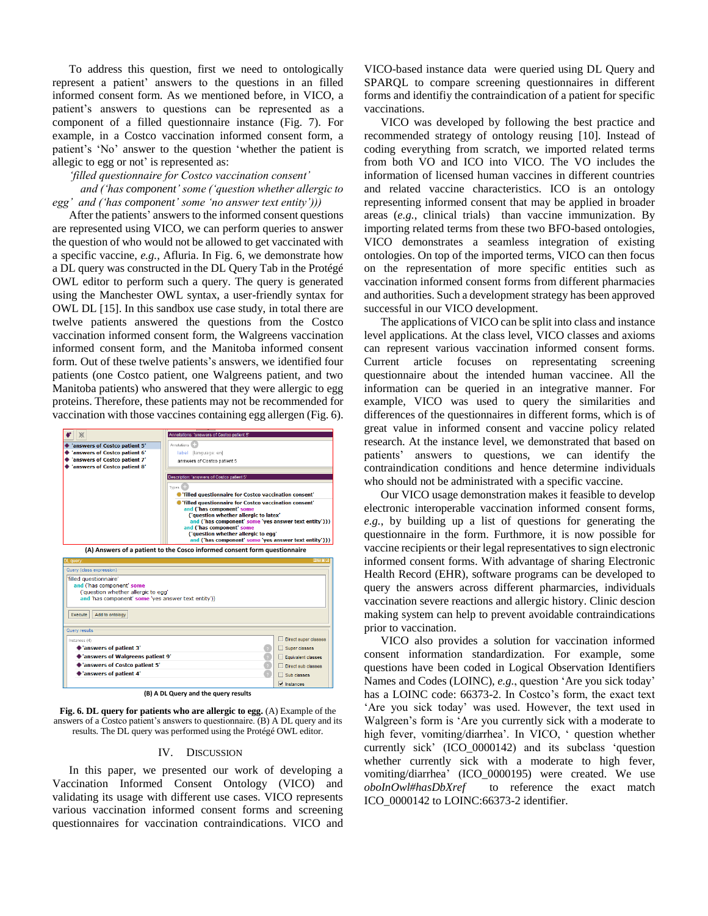To address this question, first we need to ontologically represent a patient' answers to the questions in an filled informed consent form. As we mentioned before, in VICO, a patient's answers to questions can be represented as a component of a filled questionnaire instance (Fig. 7). For example, in a Costco vaccination informed consent form, a patient's 'No' answer to the question 'whether the patient is allegic to egg or not' is represented as:

*'filled questionnaire for Costco vaccination consent' and ('has component' some ('question whether allergic to egg' and ('has component' some 'no answer text entity')))*

After the patients' answers to the informed consent questions are represented using VICO, we can perform queries to answer the question of who would not be allowed to get vaccinated with a specific vaccine, *e.g.*, Afluria. In Fig. 6, we demonstrate how a DL query was constructed in the DL Query Tab in the Protégé OWL editor to perform such a query. The query is generated using the Manchester OWL syntax, a user-friendly syntax for OWL DL [15]. In this sandbox use case study, in total there are twelve patients answered the questions from the Costco vaccination informed consent form, the Walgreens vaccination informed consent form, and the Manitoba informed consent form. Out of these twelve patients's answers, we identified four patients (one Costco patient, one Walgreens patient, and two Manitoba patients) who answered that they were allergic to egg proteins. Therefore, these patients may not be recommended for vaccination with those vaccines containing egg allergen (Fig. 6).

(A) Answers of a patient to the Cosco informed consent form questionnaire

(B) A DL Query and the query results

**Fig. 6. DL query for patients who are allergic to egg.** (A) Example of the answers of a Costco patient's answers to questionnaire. (B) A DL query and its results. The DL query was performed using the Protégé OWL editor.

## IV. Discussion

In this paper, we presented our work of developing a Vaccination Informed Consent Ontology (VICO) and validating its usage with different use cases. VICO represents various vaccination informed consent forms and screening questionnaires for vaccination contraindications. VICO and VICO-based instance data were queried using DL Query and SPARQL to compare screening questionnaires in different forms and identifiy the contraindication of a patient for specific vaccinations.

VICO was developed by following the best practice and recommended strategy of ontology reusing [10]. Instead of coding everything from scratch, we imported related terms from both VO and ICO into VICO. The VO includes the information of licensed human vaccines in different countries and related vaccine characteristics. ICO is an ontology representing informed consent that may be applied in broader areas (*e.g.*, clinical trials) than vaccine immunization. By importing related terms from these two BFO-based ontologies, VICO demonstrates a seamless integration of existing ontologies. On top of the imported terms, VICO can then focus on the representation of more specific entities such as vaccination informed consent forms from different pharmacies and authorities. Such a development strategy has been approved successful in our VICO development.

The applications of VICO can be split into class and instance level applications. At the class level, VICO classes and axioms can represent various vaccination informed consent forms. Current article focuses on representating screening questionnaire about the intended human vaccinee. All the information can be queried in an integrative manner. For example, VICO was used to query the similarities and differences of the questionnaires in different forms, which is of great value in informed consent and vaccine policy related research. At the instance level, we demonstrated that based on patients' answers to questions, we can identify the contraindication conditions and hence determine individuals who should not be administrated with a specific vaccine.

Our VICO usage demonstration makes it feasible to develop electronic interoperable vaccination informed consent forms, *e.g.*, by building up a list of questions for generating the questionnaire in the form. Furthermore, it is now possible for vaccine recipients or their legal representatives to sign electronic informed consent forms. With advantage of sharing Electronic Health Record (EHR), software programs can be developed to query the answers across different pharmacies, individuals vaccination severe reactions and allergic history. Clinic descion making system can help to prevent avoidable contraindications prior to vaccination.

VICO also provides a solution for vaccination informed consent information standardization. For example, some questions have been coded in Logical Observation Identifiers Names and Codes (LOINC), *e.g.*, question 'Are you sick today' has a LOINC code: 66373-2. In Costco's form, the exact text 'Are you sick today' was used. However, the text used in Walgreen's form is 'Are you currently sick with a moderate to high fever, vomiting/diarrhea'. In VICO, ' question whether currently sick' (ICO_0000142) and its subclass 'question whether currently sick with a moderate to high fever, vomiting/diarrhea' (ICO_0000195) were created. We use *oboInOwl#hasDbXref* to reference the exact match ICO_0000142 to LOINC:66373-2 identifier.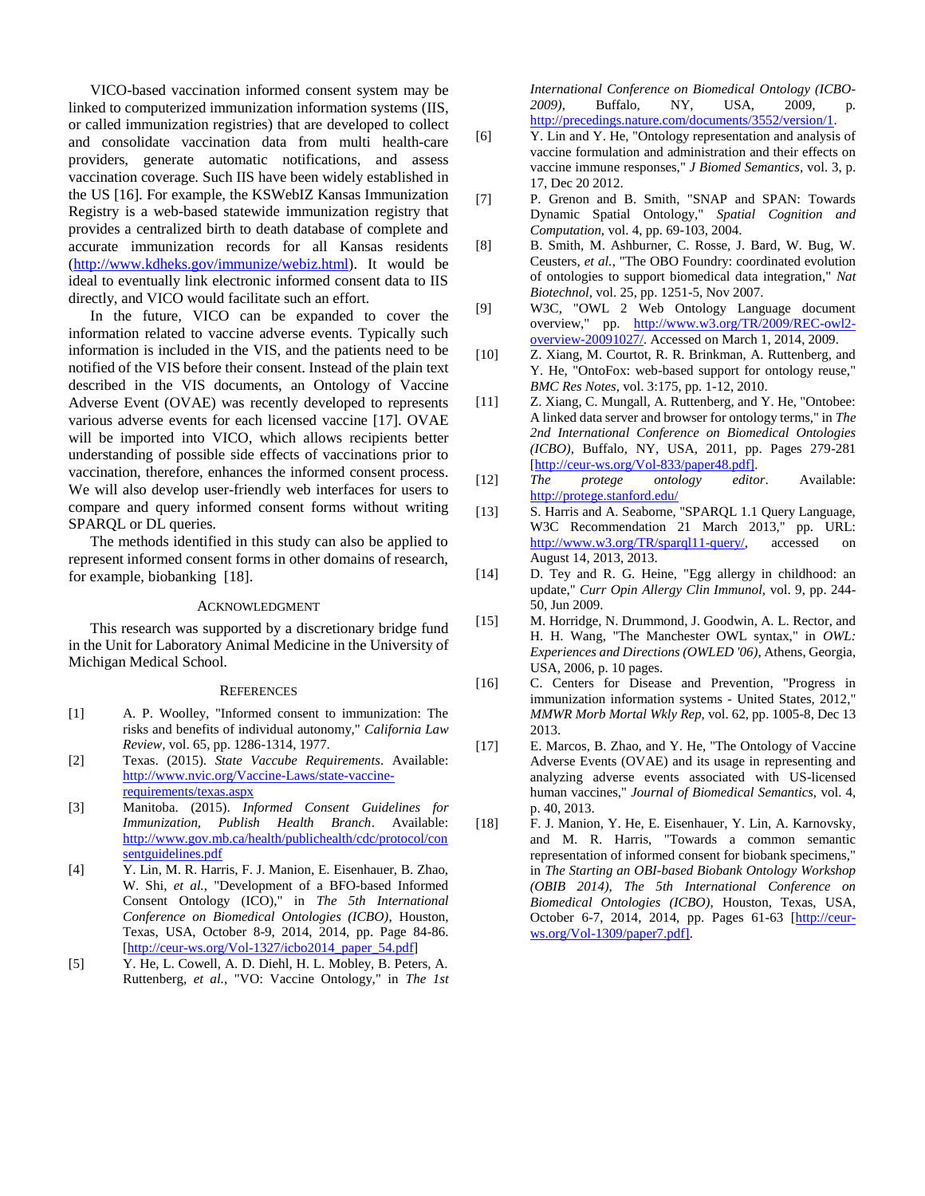VICO-based vaccination informed consent system may be linked to computerized immunization information systems (IIS, or called immunization registries) that are developed to collect and consolidate vaccination data from multi health-care providers, generate automatic notifications, and assess vaccination coverage. Such IIS have been widely established in the US [16]. For example, the KSWebIZ Kansas Immunization Registry is a web-based statewide immunization registry that provides a centralized birth to death database of complete and accurate immunization records for all Kansas residents (http://www.kdheks.gov/immunize/webiz.html). It would be ideal to eventually link electronic informed consent data to IIS directly, and VICO would facilitate such an effort.

In the future, VICO can be expanded to cover the information related to vaccine adverse events. Typically such information is included in the VIS, and the patients need to be notified of the VIS before their consent. Instead of the plain text described in the VIS documents, an Ontology of Vaccine Adverse Event (OVAE) was recently developed to represents various adverse events for each licensed vaccine [17]. OVAE will be imported into VICO, which allows recipients better understanding of possible side effects of vaccinations prior to vaccination, therefore, enhances the informed consent process. We will also develop user-friendly web interfaces for users to compare and query informed consent forms without writing SPARQL or DL queries.

The methods identified in this study can also be applied to represent informed consent forms in other domains of research, for example, biobanking [18].

## Acknowledgment

This research was supported by a discretionary bridge fund in the Unit for Laboratory Animal Medicine in the University of Michigan Medical School.

## References

[1] A. P. Woolley, "Informed consent to immunization: The risks and benefits of individual autonomy," *California Law Review,* vol. 65, pp. 1286-1314, 1977.

[2] Texas. (2015). *State Vaccube Requirements*. Available: http://www.nvic.org/Vaccine-Laws/state-vaccine-requirements/texas.aspx

[3] Manitoba. (2015). *Informed Consent Guidelines for Immunization, Publish Health Branch*. Available: http://www.gov.mb.ca/health/publichealth/cdc/protocol/consentguidelines.pdf

[4] Y. Lin, M. R. Harris, F. J. Manion, E. Eisenhauer, B. Zhao, W. Shi, *et al.*, "Development of a BFO-based Informed Consent Ontology (ICO)," in *The 5th International Conference on Biomedical Ontologies (ICBO)*, Houston, Texas, USA, October 8-9, 2014, 2014, pp. Page 84-86. [http://ceur-ws.org/Vol-1327/icbo2014_paper_54.pdf]

[5] Y. He, L. Cowell, A. D. Diehl, H. L. Mobley, B. Peters, A. Ruttenberg, *et al.*, "VO: Vaccine Ontology," in *The 1st International Conference on Biomedical Ontology (ICBO-2009)*, Buffalo, NY, USA, 2009, p. http://precedings.nature.com/documents/3552/version/1.

[6] Y. Lin and Y. He, "Ontology representation and analysis of vaccine formulation and administration and their effects on vaccine immune responses," *J Biomed Semantics,* vol. 3, p. 17, Dec 20 2012.

[7] P. Grenon and B. Smith, "SNAP and SPAN: Towards Dynamic Spatial Ontology," *Spatial Cognition and Computation,* vol. 4, pp. 69-103, 2004.

[8] B. Smith, M. Ashburner, C. Rosse, J. Bard, W. Bug, W. Ceusters, *et al.*, "The OBO Foundry: coordinated evolution of ontologies to support biomedical data integration," *Nat Biotechnol,* vol. 25, pp. 1251-5, Nov 2007.

[9] W3C, "OWL 2 Web Ontology Language document overview," pp. http://www.w3.org/TR/2009/REC-owl2-overview-20091027/. Accessed on March 1, 2014, 2009.

[10] Z. Xiang, M. Courtot, R. R. Brinkman, A. Ruttenberg, and Y. He, "OntoFox: web-based support for ontology reuse," *BMC Res Notes,* vol. 3:175, pp. 1-12, 2010.

[11] Z. Xiang, C. Mungall, A. Ruttenberg, and Y. He, "Ontobee: A linked data server and browser for ontology terms," in *The 2nd International Conference on Biomedical Ontologies (ICBO)*, Buffalo, NY, USA, 2011, pp. Pages 279-281 [http://ceur-ws.org/Vol-833/paper48.pdf].

[12] *The protege ontology editor*. Available: http://protege.stanford.edu/

[13] S. Harris and A. Seaborne, "SPARQL 1.1 Query Language, W3C Recommendation 21 March 2013," pp. URL: http://www.w3.org/TR/sparql11-query/, accessed on August 14, 2013, 2013.

[14] D. Tey and R. G. Heine, "Egg allergy in childhood: an update," *Curr Opin Allergy Clin Immunol,* vol. 9, pp. 244-50, Jun 2009.

[15] M. Horridge, N. Drummond, J. Goodwin, A. L. Rector, and H. H. Wang, "The Manchester OWL syntax," in *OWL: Experiences and Directions (OWLED '06)*, Athens, Georgia, USA, 2006, p. 10 pages.

[16] C. Centers for Disease and Prevention, "Progress in immunization information systems - United States, 2012," *MMWR Morb Mortal Wkly Rep,* vol. 62, pp. 1005-8, Dec 13 2013.

[17] E. Marcos, B. Zhao, and Y. He, "The Ontology of Vaccine Adverse Events (OVAE) and its usage in representing and analyzing adverse events associated with US-licensed human vaccines," *Journal of Biomedical Semantics,* vol. 4, p. 40, 2013.

[18] F. J. Manion, Y. He, E. Eisenhauer, Y. Lin, A. Karnovsky, and M. R. Harris, "Towards a common semantic representation of informed consent for biobank specimens," in *The Starting an OBI-based Biobank Ontology Workshop (OBIB 2014), The 5th International Conference on Biomedical Ontologies (ICBO)*, Houston, Texas, USA, October 6-7, 2014, 2014, pp. Pages 61-63 [http://ceur-ws.org/Vol-1309/paper7.pdf].